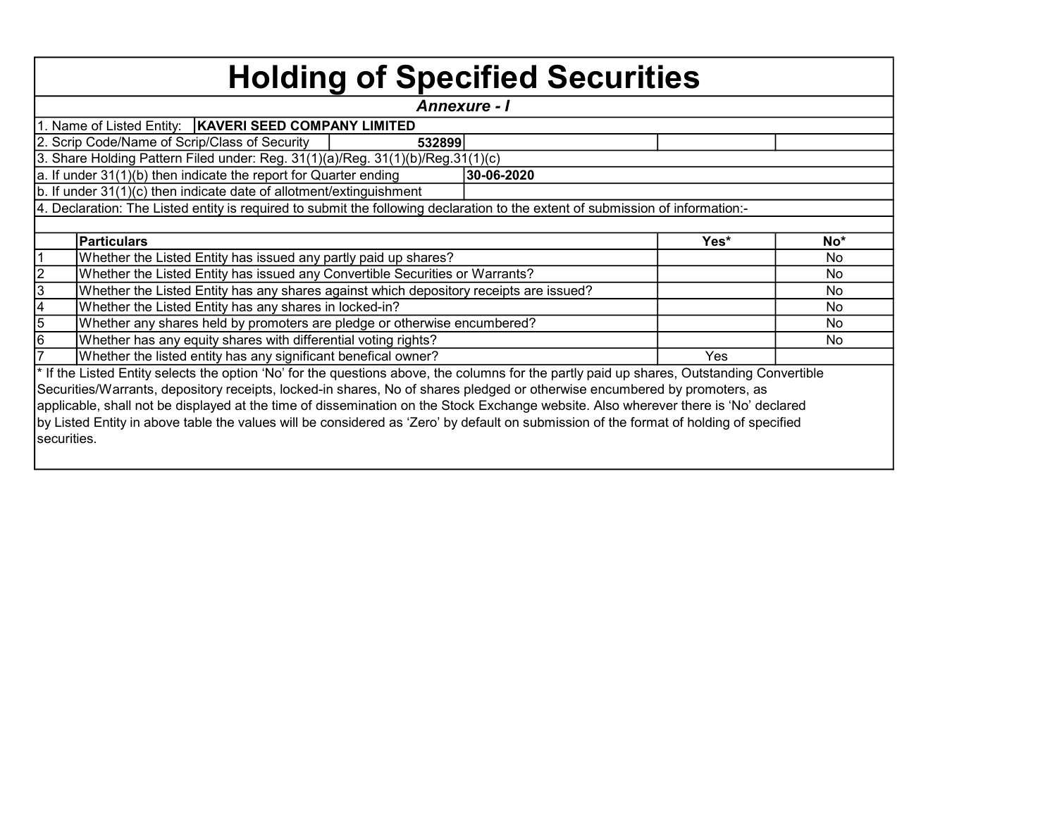# Holding of Specified Securities

*Annexure - I*

1. Name of Listed Entity: **KAVERI SEED COMPANY LIMITED**
2. Scrip Code/Name of Scrip/Class of Security: **532899**
3. Share Holding Pattern Filed under: Reg. 31(1)(a)/Reg. 31(1)(b)/Reg.31(1)(c)

a. If under 31(1)(b) then indicate the report for Quarter ending: **30-06-2020**

b. If under 31(1)(c) then indicate date of allotment/extinguishment

4. Declaration: The Listed entity is required to submit the following declaration to the extent of submission of information:-

| | Particulars | Yes* | No* |
|---|---|---|---|
| 1 | Whether the Listed Entity has issued any partly paid up shares? | | No |
| 2 | Whether the Listed Entity has issued any Convertible Securities or Warrants? | | No |
| 3 | Whether the Listed Entity has any shares against which depository receipts are issued? | | No |
| 4 | Whether the Listed Entity has any shares in locked-in? | | No |
| 5 | Whether any shares held by promoters are pledge or otherwise encumbered? | | No |
| 6 | Whether has any equity shares with differential voting rights? | | No |
| 7 | Whether the listed entity has any significant benefical owner? | Yes | |

* If the Listed Entity selects the option 'No' for the questions above, the columns for the partly paid up shares, Outstanding Convertible Securities/Warrants, depository receipts, locked-in shares, No of shares pledged or otherwise encumbered by promoters, as applicable, shall not be displayed at the time of dissemination on the Stock Exchange website. Also wherever there is 'No' declared by Listed Entity in above table the values will be considered as 'Zero' by default on submission of the format of holding of specified securities.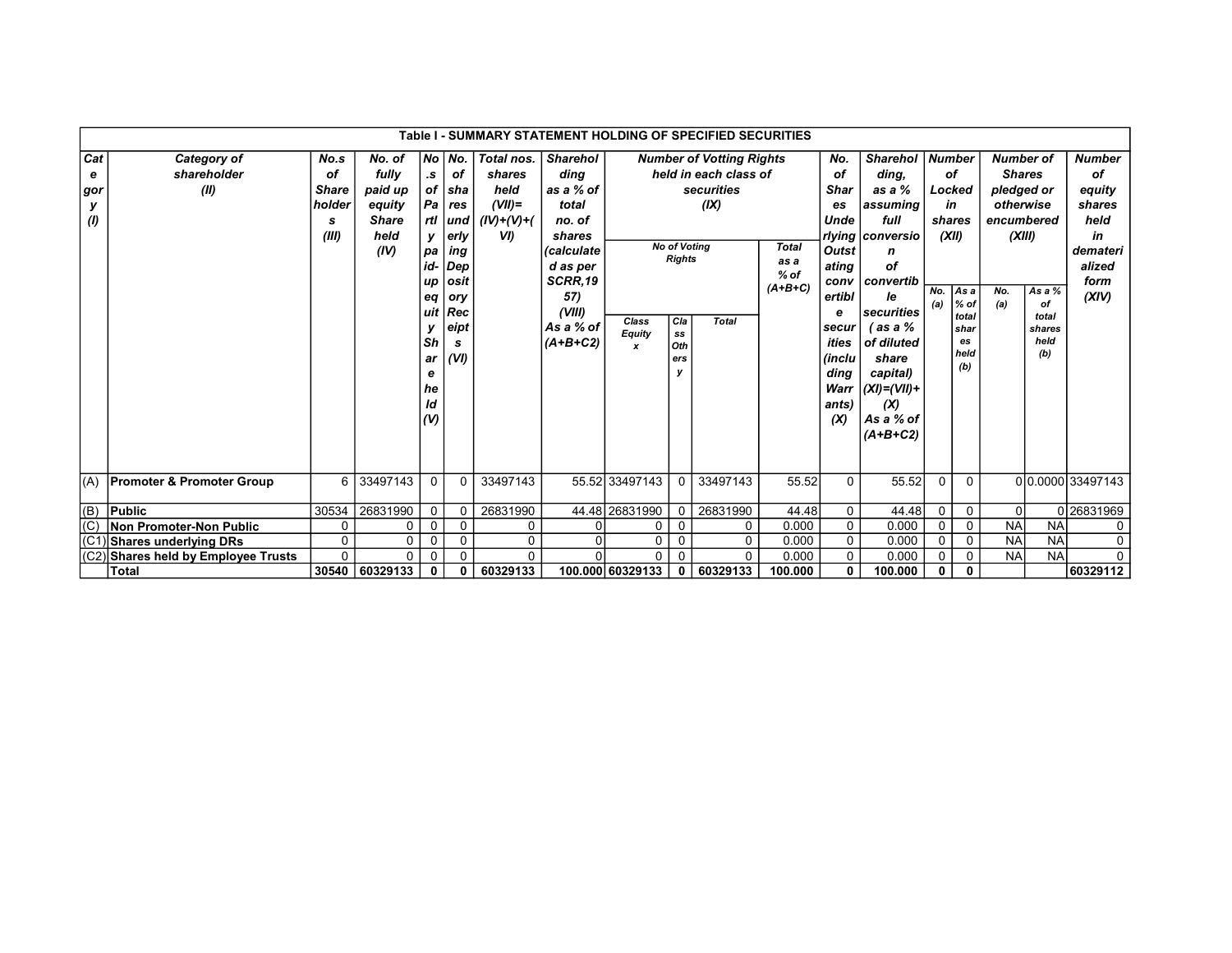| Table I - SUMMARY STATEMENT HOLDING OF SPECIFIED SECURITIES | | | | | | | | | | | | | | | | | | | |
|---|---|---|---|---|---|---|---|---|---|---|---|---|---|---|---|---|---|---|---|
| Category (I) | Category of shareholder (II) | No.s of Shareholders (III) | No. of fully paid up equity Share held (IV) | No.s of Partly paid-up equity Share held (V) | No. of shares underlying Depository Receipts (VI) | Total nos. shares held (VII)= (IV)+(V)+(VI) | Shareholding as a % of total no. of shares (calculated as per SCRR,1957) (VIII) As a % of (A+B+C2) | Number of Votting Rights held in each class of securities (IX) | | | | No. of Shares Underlying Outstating convertible securities (including Warrants) (X) | Shareholding, as a % assuming full conversion of convertible securities ( as a % of diluted share capital) (XI)=(VII)+(X) As a % of (A+B+C2) | Number of Locked in shares (XII) | | Number of Shares pledged or otherwise encumbered (XIII) | | Number of equity shares held in dematerialized form (XIV) |
| | | | | | | | | No of Voting Rights | | | Total as a % of (A+B+C) | | | | | | | |
| | | | | | | | | Class Equity x | Class Others y | Total | | | | No. (a) | As a % of total shares held (b) | No. (a) | As a % of total shares held (b) | |
| (A) | **Promoter & Promoter Group** | 6 | 33497143 | 0 | 0 | 33497143 | 55.52 | 33497143 | 0 | 33497143 | 55.52 | 0 | 55.52 | 0 | 0 | 0 | 0.0000 | 33497143 |
| (B) | **Public** | 30534 | 26831990 | 0 | 0 | 26831990 | 44.48 | 26831990 | 0 | 26831990 | 44.48 | 0 | 44.48 | 0 | 0 | 0 | 0 | 26831969 |
| (C) | **Non Promoter-Non Public** | 0 | 0 | 0 | 0 | 0 | 0 | 0 | 0 | 0 | 0.000 | 0 | 0.000 | 0 | 0 | NA | NA | 0 |
| (C1) | **Shares underlying DRs** | 0 | 0 | 0 | 0 | 0 | 0 | 0 | 0 | 0 | 0.000 | 0 | 0.000 | 0 | 0 | NA | NA | 0 |
| (C2) | **Shares held by Employee Trusts** | 0 | 0 | 0 | 0 | 0 | 0 | 0 | 0 | 0 | 0.000 | 0 | 0.000 | 0 | 0 | NA | NA | 0 |
| | **Total** | **30540** | **60329133** | **0** | **0** | **60329133** | **100.000** | **60329133** | **0** | **60329133** | **100.000** | **0** | **100.000** | **0** | **0** | | | **60329112** |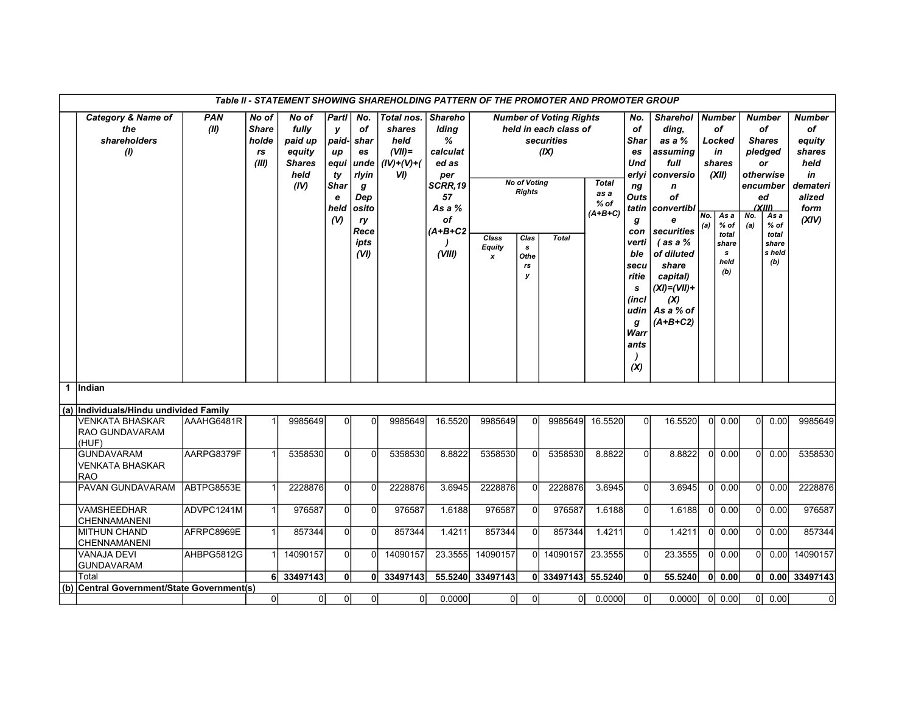| | Table II - STATEMENT SHOWING SHAREHOLDING PATTERN OF THE PROMOTER AND PROMOTER GROUP | | | | | | | | | | | | | | | | | | | |
|---|---|---|---|---|---|---|---|---|---|---|---|---|---|---|---|---|---|---|---|---|
| | Category & Name of the shareholders (I) | PAN (II) | No of Shareholders (III) | No of fully paid up equity Shares held (IV) | Partly paid-up equity Share held (V) | No. of shares underlying Depository Receipts (VI) | Total nos. shares held (VII)= (IV)+(V)+(VI) | Shareholding % calculated as per SCRR,1957 As a % of (A+B+C2) (VIII) | Number of Voting Rights held in each class of securities (IX) | | | | No. of Shares Underlying Outstating convertible securities (including Warrants) (X) | Shareholding, as a % assuming full conversion of convertible securities (as a % of diluted share capital) (XI)=(VII)+(X) As a % of (A+B+C2) | Number of Locked in shares (XII) | | Number of Shares pledged or otherwise encumbered (XIII) | | Number of equity shares held in dematerialized form (XIV) |
| | | | | | | | | | No of Voting Rights | | | Total as a % of (A+B+C) | | | No. (a) | As a % of total shares held (b) | No. (a) | As a % of total shares held (b) | |
| | | | | | | | | | Class Equity x | Class Others y | Total | | | | | | | | |
| 1 | Indian | | | | | | | | | | | | | | | | | | |
| (a) | Individuals/Hindu undivided Family | | | | | | | | | | | | | | | | | | |
| | VENKATA BHASKAR RAO GUNDAVARAM (HUF) | AAAHG6481R | 1 | 9985649 | 0 | 0 | 9985649 | 16.5520 | 9985649 | 0 | 9985649 | 16.5520 | 0 | 16.5520 | 0 | 0.00 | 0 | 0.00 | 9985649 |
| | GUNDAVARAM VENKATA BHASKAR RAO | AARPG8379F | 1 | 5358530 | 0 | 0 | 5358530 | 8.8822 | 5358530 | 0 | 5358530 | 8.8822 | 0 | 8.8822 | 0 | 0.00 | 0 | 0.00 | 5358530 |
| | PAVAN GUNDAVARAM | ABTPG8553E | 1 | 2228876 | 0 | 0 | 2228876 | 3.6945 | 2228876 | 0 | 2228876 | 3.6945 | 0 | 3.6945 | 0 | 0.00 | 0 | 0.00 | 2228876 |
| | VAMSHEEDHAR CHENNAMANENI | ADVPC1241M | 1 | 976587 | 0 | 0 | 976587 | 1.6188 | 976587 | 0 | 976587 | 1.6188 | 0 | 1.6188 | 0 | 0.00 | 0 | 0.00 | 976587 |
| | MITHUN CHAND CHENNAMANENI | AFRPC8969E | 1 | 857344 | 0 | 0 | 857344 | 1.4211 | 857344 | 0 | 857344 | 1.4211 | 0 | 1.4211 | 0 | 0.00 | 0 | 0.00 | 857344 |
| | VANAJA DEVI GUNDAVARAM | AHBPG5812G | 1 | 14090157 | 0 | 0 | 14090157 | 23.3555 | 14090157 | 0 | 14090157 | 23.3555 | 0 | 23.3555 | 0 | 0.00 | 0 | 0.00 | 14090157 |
| | Total | | 6 | 33497143 | 0 | 0 | 33497143 | 55.5240 | 33497143 | 0 | 33497143 | 55.5240 | 0 | 55.5240 | 0 | 0.00 | 0 | 0.00 | 33497143 |
| (b) | Central Government/State Government(s) | | | | | | | | | | | | | | | | | | |
| | | | 0 | 0 | 0 | 0 | 0 | 0.0000 | 0 | 0 | 0 | 0.0000 | 0 | 0.0000 | 0 | 0.00 | 0 | 0.00 | 0 |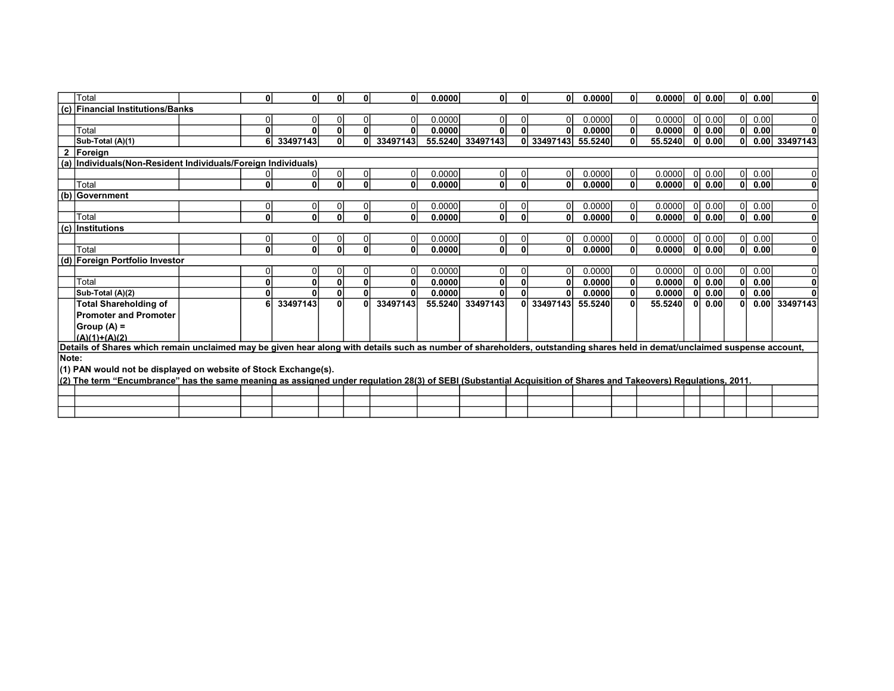| | | | | | | | | | | | | | | | | | | | |
|---|---|---|---|---|---|---|---|---|---|---|---|---|---|---|---|---|---|---|---|
| | Total | | **0** | **0** | **0** | **0** | **0** | **0.0000** | **0** | **0** | **0** | **0.0000** | **0** | **0.0000** | **0** | **0.00** | **0** | **0.00** | **0** |
| **(c)** | **Financial Institutions/Banks** | | | | | | | | | | | | | | | | | | |
| | | | 0 | 0 | 0 | 0 | 0 | 0.0000 | 0 | 0 | 0 | 0.0000 | 0 | 0.0000 | 0 | 0.00 | 0 | 0.00 | 0 |
| | Total | | **0** | **0** | **0** | **0** | **0** | **0.0000** | **0** | **0** | **0** | **0.0000** | **0** | **0.0000** | **0** | **0.00** | **0** | **0.00** | **0** |
| | **Sub-Total (A)(1)** | | **6** | **33497143** | **0** | **0** | **33497143** | **55.5240** | **33497143** | **0** | **33497143** | **55.5240** | **0** | **55.5240** | **0** | **0.00** | **0** | **0.00** | **33497143** |
| **2** | **Foreign** | | | | | | | | | | | | | | | | | | |
| **(a)** | **Individuals(Non-Resident Individuals/Foreign Individuals)** | | | | | | | | | | | | | | | | | | |
| | | | 0 | 0 | 0 | 0 | 0 | 0.0000 | 0 | 0 | 0 | 0.0000 | 0 | 0.0000 | 0 | 0.00 | 0 | 0.00 | 0 |
| | Total | | **0** | **0** | **0** | **0** | **0** | **0.0000** | **0** | **0** | **0** | **0.0000** | **0** | **0.0000** | **0** | **0.00** | **0** | **0.00** | **0** |
| **(b)** | **Government** | | | | | | | | | | | | | | | | | | |
| | | | 0 | 0 | 0 | 0 | 0 | 0.0000 | 0 | 0 | 0 | 0.0000 | 0 | 0.0000 | 0 | 0.00 | 0 | 0.00 | 0 |
| | Total | | **0** | **0** | **0** | **0** | **0** | **0.0000** | **0** | **0** | **0** | **0.0000** | **0** | **0.0000** | **0** | **0.00** | **0** | **0.00** | **0** |
| **(c)** | **Institutions** | | | | | | | | | | | | | | | | | | |
| | | | 0 | 0 | 0 | 0 | 0 | 0.0000 | 0 | 0 | 0 | 0.0000 | 0 | 0.0000 | 0 | 0.00 | 0 | 0.00 | 0 |
| | Total | | **0** | **0** | **0** | **0** | **0** | **0.0000** | **0** | **0** | **0** | **0.0000** | **0** | **0.0000** | **0** | **0.00** | **0** | **0.00** | **0** |
| **(d)** | **Foreign Portfolio Investor** | | | | | | | | | | | | | | | | | | |
| | | | 0 | 0 | 0 | 0 | 0 | 0.0000 | 0 | 0 | 0 | 0.0000 | 0 | 0.0000 | 0 | 0.00 | 0 | 0.00 | 0 |
| | Total | | **0** | **0** | **0** | **0** | **0** | **0.0000** | **0** | **0** | **0** | **0.0000** | **0** | **0.0000** | **0** | **0.00** | **0** | **0.00** | **0** |
| | **Sub-Total (A)(2)** | | **0** | **0** | **0** | **0** | **0** | **0.0000** | **0** | **0** | **0** | **0.0000** | **0** | **0.0000** | **0** | **0.00** | **0** | **0.00** | **0** |
| | **Total Shareholding of Promoter and Promoter Group (A) = (A)(1)+(A)(2)** | | **6** | **33497143** | **0** | **0** | **33497143** | **55.5240** | **33497143** | **0** | **33497143** | **55.5240** | **0** | **55.5240** | **0** | **0.00** | **0** | **0.00** | **33497143** |

**Details of Shares which remain unclaimed may be given hear along with details such as number of shareholders, outstanding shares held in demat/unclaimed suspense account,**

**Note:**

**(1) PAN would not be displayed on website of Stock Exchange(s).**

**(2) The term "Encumbrance" has the same meaning as assigned under regulation 28(3) of SEBI (Substantial Acquisition of Shares and Takeovers) Regulations, 2011.**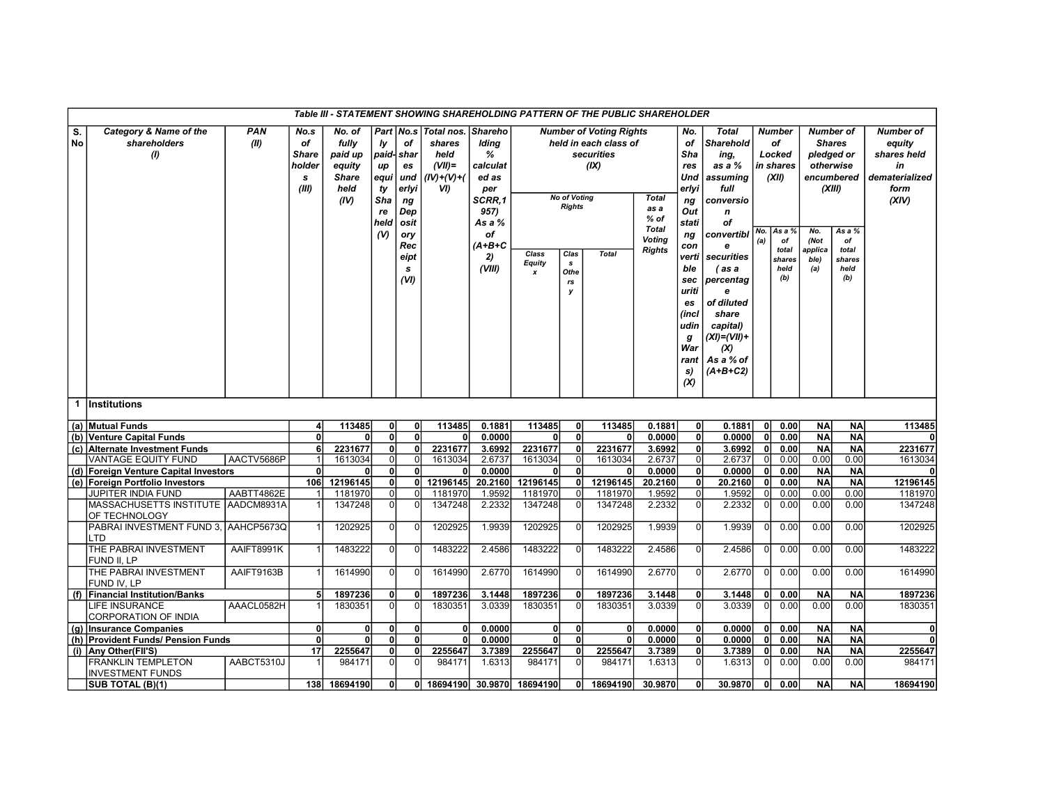**Table III - STATEMENT SHOWING SHAREHOLDING PATTERN OF THE PUBLIC SHAREHOLDER**

| S. No | Category & Name of the shareholders (I) | PAN (II) | No.s of Shareholders (III) | No. of fully paid up equity Share held (IV) | Partly paid-up equity Share held (V) | No.s of shares underlying Depository Receipts (VI) | Total nos. shares held (VII)= (IV)+(V)+(VI) | Shareholding % calculated as per SCRR,1957) As a % of (A+B+C2) (VIII) | Number of Voting Rights held in each class of securities (IX) | | | | No. of Shares Underlying Outstanding convertible securities (including Warrants) (X) | Total Shareholding, as a % assuming full conversion of convertible securities ( as a percentage of diluted share capital) (XI)=(VII)+(X) As a % of (A+B+C2) | Number of Locked in shares (XII) | | Number of Shares pledged or otherwise encumbered (XIII) | | Number of equity shares held in dematerialized form (XIV) |
|---|---|---|---|---|---|---|---|---|---|---|---|---|---|---|---|---|---|---|---|
| | | | | | | | | | No of Voting Rights | | | Total as a % of Total Voting Rights | | | No. (a) | As a % of total shares held (b) | No. (Not applicable) (a) | As a % of total shares held (b) | |
| | | | | | | | | | Class Equity x | Class Others y | Total | | | | | | | | |
| 1 | **Institutions** | | | | | | | | | | | | | | | | | | |
| (a) | **Mutual Funds** | | **4** | **113485** | **0** | **0** | **113485** | **0.1881** | **113485** | **0** | **113485** | **0.1881** | **0** | **0.1881** | **0** | **0.00** | **NA** | **NA** | **113485** |
| (b) | **Venture Capital Funds** | | **0** | **0** | **0** | **0** | **0** | **0.0000** | **0** | **0** | **0** | **0.0000** | **0** | **0.0000** | **0** | **0.00** | **NA** | **NA** | **0** |
| (c) | **Alternate Investment Funds** | | **6** | **2231677** | **0** | **0** | **2231677** | **3.6992** | **2231677** | **0** | **2231677** | **3.6992** | **0** | **3.6992** | **0** | **0.00** | **NA** | **NA** | **2231677** |
| | VANTAGE EQUITY FUND | AACTV5686P | 1 | 1613034 | 0 | 0 | 1613034 | 2.6737 | 1613034 | 0 | 1613034 | 2.6737 | 0 | 2.6737 | 0 | 0.00 | 0.00 | 0.00 | 1613034 |
| (d) | **Foreign Venture Capital Investors** | | **0** | **0** | **0** | **0** | **0** | **0.0000** | **0** | **0** | **0** | **0.0000** | **0** | **0.0000** | **0** | **0.00** | **NA** | **NA** | **0** |
| (e) | **Foreign Portfolio Investors** | | **106** | **12196145** | **0** | **0** | **12196145** | **20.2160** | **12196145** | **0** | **12196145** | **20.2160** | **0** | **20.2160** | **0** | **0.00** | **NA** | **NA** | **12196145** |
| | JUPITER INDIA FUND | AABTT4862E | 1 | 1181970 | 0 | 0 | 1181970 | 1.9592 | 1181970 | 0 | 1181970 | 1.9592 | 0 | 1.9592 | 0 | 0.00 | 0.00 | 0.00 | 1181970 |
| | MASSACHUSETTS INSTITUTE OF TECHNOLOGY | AADCM8931A | 1 | 1347248 | 0 | 0 | 1347248 | 2.2332 | 1347248 | 0 | 1347248 | 2.2332 | 0 | 2.2332 | 0 | 0.00 | 0.00 | 0.00 | 1347248 |
| | PABRAI INVESTMENT FUND 3, LTD | AAHCP5673Q | 1 | 1202925 | 0 | 0 | 1202925 | 1.9939 | 1202925 | 0 | 1202925 | 1.9939 | 0 | 1.9939 | 0 | 0.00 | 0.00 | 0.00 | 1202925 |
| | THE PABRAI INVESTMENT FUND II, LP | AAIFT8991K | 1 | 1483222 | 0 | 0 | 1483222 | 2.4586 | 1483222 | 0 | 1483222 | 2.4586 | 0 | 2.4586 | 0 | 0.00 | 0.00 | 0.00 | 1483222 |
| | THE PABRAI INVESTMENT FUND IV, LP | AAIFT9163B | 1 | 1614990 | 0 | 0 | 1614990 | 2.6770 | 1614990 | 0 | 1614990 | 2.6770 | 0 | 2.6770 | 0 | 0.00 | 0.00 | 0.00 | 1614990 |
| (f) | **Financial Institution/Banks** | | **5** | **1897236** | **0** | **0** | **1897236** | **3.1448** | **1897236** | **0** | **1897236** | **3.1448** | **0** | **3.1448** | **0** | **0.00** | **NA** | **NA** | **1897236** |
| | LIFE INSURANCE CORPORATION OF INDIA | AAACL0582H | 1 | 1830351 | 0 | 0 | 1830351 | 3.0339 | 1830351 | 0 | 1830351 | 3.0339 | 0 | 3.0339 | 0 | 0.00 | 0.00 | 0.00 | 1830351 |
| (g) | **Insurance Companies** | | **0** | **0** | **0** | **0** | **0** | **0.0000** | **0** | **0** | **0** | **0.0000** | **0** | **0.0000** | **0** | **0.00** | **NA** | **NA** | **0** |
| (h) | **Provident Funds/ Pension Funds** | | **0** | **0** | **0** | **0** | **0** | **0.0000** | **0** | **0** | **0** | **0.0000** | **0** | **0.0000** | **0** | **0.00** | **NA** | **NA** | **0** |
| (i) | **Any Other(FII'S)** | | **17** | **2255647** | **0** | **0** | **2255647** | **3.7389** | **2255647** | **0** | **2255647** | **3.7389** | **0** | **3.7389** | **0** | **0.00** | **NA** | **NA** | **2255647** |
| | FRANKLIN TEMPLETON INVESTMENT FUNDS | AABCT5310J | 1 | 984171 | 0 | 0 | 984171 | 1.6313 | 984171 | 0 | 984171 | 1.6313 | 0 | 1.6313 | 0 | 0.00 | 0.00 | 0.00 | 984171 |
| | **SUB TOTAL (B)(1)** | | **138** | **18694190** | **0** | **0** | **18694190** | **30.9870** | **18694190** | **0** | **18694190** | **30.9870** | **0** | **30.9870** | **0** | **0.00** | **NA** | **NA** | **18694190** |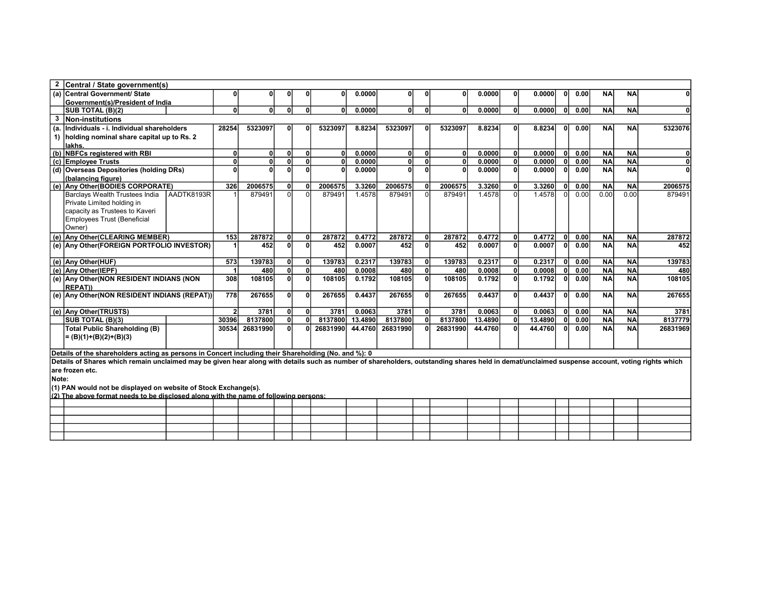| | | | | | | | | | | | | | | | | | | | |
|---|---|---|---|---|---|---|---|---|---|---|---|---|---|---|---|---|---|---|---|
| **2** | **Central / State government(s)** | | | | | | | | | | | | | | | | | | |
| (a) | Central Government/ State Government(s)/President of India | | 0 | 0 | 0 | 0 | 0 | 0.0000 | 0 | 0 | 0 | 0.0000 | 0 | 0.0000 | 0 | 0.00 | NA | NA | 0 |
| | SUB TOTAL (B)(2) | | 0 | 0 | 0 | 0 | 0 | 0.0000 | 0 | 0 | 0 | 0.0000 | 0 | 0.0000 | 0 | 0.00 | NA | NA | 0 |
| **3** | **Non-institutions** | | | | | | | | | | | | | | | | | | |
| (a. 1) | Individuals - i. Individual shareholders holding nominal share capital up to Rs. 2 lakhs. | | 28254 | 5323097 | 0 | 0 | 5323097 | 8.8234 | 5323097 | 0 | 5323097 | 8.8234 | 0 | 8.8234 | 0 | 0.00 | NA | NA | 5323076 |
| (b) | NBFCs registered with RBI | | 0 | 0 | 0 | 0 | 0 | 0.0000 | 0 | 0 | 0 | 0.0000 | 0 | 0.0000 | 0 | 0.00 | NA | NA | 0 |
| (c) | Employee Trusts | | 0 | 0 | 0 | 0 | 0 | 0.0000 | 0 | 0 | 0 | 0.0000 | 0 | 0.0000 | 0 | 0.00 | NA | NA | 0 |
| (d) | Overseas Depositories (holding DRs) (balancing figure) | | 0 | 0 | 0 | 0 | 0 | 0.0000 | 0 | 0 | 0 | 0.0000 | 0 | 0.0000 | 0 | 0.00 | NA | NA | 0 |
| (e) | Any Other(BODIES CORPORATE) | | 326 | 2006575 | 0 | 0 | 2006575 | 3.3260 | 2006575 | 0 | 2006575 | 3.3260 | 0 | 3.3260 | 0 | 0.00 | NA | NA | 2006575 |
| | Barclays Wealth Trustees India Private Limited holding in capacity as Trustees to Kaveri Employees Trust (Beneficial Owner) | AADTK8193R | 1 | 879491 | 0 | 0 | 879491 | 1.4578 | 879491 | 0 | 879491 | 1.4578 | 0 | 1.4578 | 0 | 0.00 | 0.00 | 0.00 | 879491 |
| (e) | Any Other(CLEARING MEMBER) | | 153 | 287872 | 0 | 0 | 287872 | 0.4772 | 287872 | 0 | 287872 | 0.4772 | 0 | 0.4772 | 0 | 0.00 | NA | NA | 287872 |
| (e) | Any Other(FOREIGN PORTFOLIO INVESTOR) | | 1 | 452 | 0 | 0 | 452 | 0.0007 | 452 | 0 | 452 | 0.0007 | 0 | 0.0007 | 0 | 0.00 | NA | NA | 452 |
| (e) | Any Other(HUF) | | 573 | 139783 | 0 | 0 | 139783 | 0.2317 | 139783 | 0 | 139783 | 0.2317 | 0 | 0.2317 | 0 | 0.00 | NA | NA | 139783 |
| (e) | Any Other(IEPF) | | 1 | 480 | 0 | 0 | 480 | 0.0008 | 480 | 0 | 480 | 0.0008 | 0 | 0.0008 | 0 | 0.00 | NA | NA | 480 |
| (e) | Any Other(NON RESIDENT INDIANS (NON REPAT)) | | 308 | 108105 | 0 | 0 | 108105 | 0.1792 | 108105 | 0 | 108105 | 0.1792 | 0 | 0.1792 | 0 | 0.00 | NA | NA | 108105 |
| (e) | Any Other(NON RESIDENT INDIANS (REPAT)) | | 778 | 267655 | 0 | 0 | 267655 | 0.4437 | 267655 | 0 | 267655 | 0.4437 | 0 | 0.4437 | 0 | 0.00 | NA | NA | 267655 |
| (e) | Any Other(TRUSTS) | | 2 | 3781 | 0 | 0 | 3781 | 0.0063 | 3781 | 0 | 3781 | 0.0063 | 0 | 0.0063 | 0 | 0.00 | NA | NA | 3781 |
| | SUB TOTAL (B)(3) | | 30396 | 8137800 | 0 | 0 | 8137800 | 13.4890 | 8137800 | 0 | 8137800 | 13.4890 | 0 | 13.4890 | 0 | 0.00 | NA | NA | 8137779 |
| | Total Public Shareholding (B) = (B)(1)+(B)(2)+(B)(3) | | 30534 | 26831990 | 0 | 0 | 26831990 | 44.4760 | 26831990 | 0 | 26831990 | 44.4760 | 0 | 44.4760 | 0 | 0.00 | NA | NA | 26831969 |

**Details of the shareholders acting as persons in Concert including their Shareholding (No. and %): 0**

**Details of Shares which remain unclaimed may be given hear along with details such as number of shareholders, outstanding shares held in demat/unclaimed suspense account, voting rights which are frozen etc.**

**Note:**

**(1) PAN would not be displayed on website of Stock Exchange(s).**

**(2) The above format needs to be disclosed along with the name of following persons:**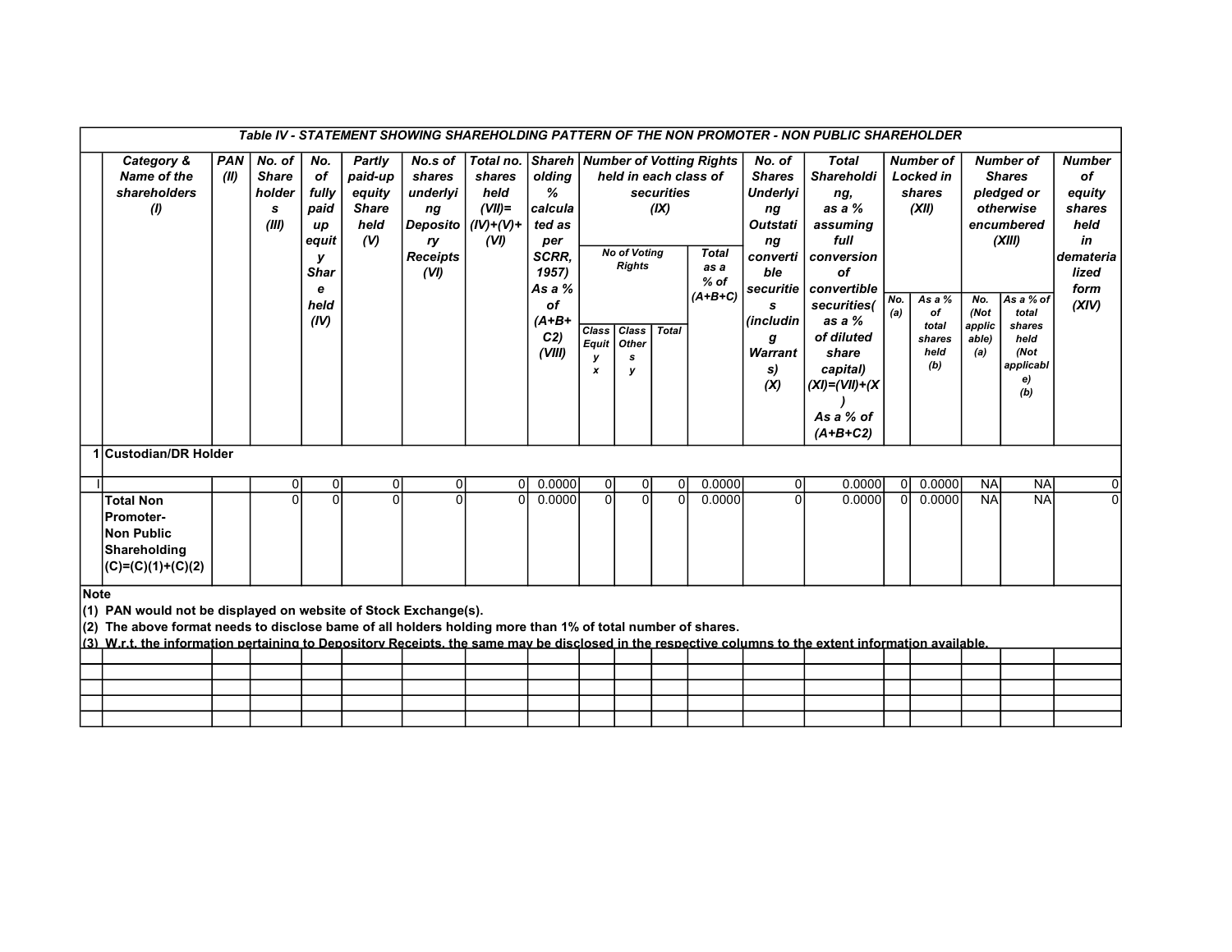| | Table IV - STATEMENT SHOWING SHAREHOLDING PATTERN OF THE NON PROMOTER - NON PUBLIC SHAREHOLDER | | | | | | | | | | | | | | | | | | | |
|---|---|---|---|---|---|---|---|---|---|---|---|---|---|---|---|---|---|---|---|---|
| | Category & Name of the shareholders (I) | PAN (II) | No. of Shareholders (III) | No. of fully paid up equity Share held (IV) | Partly paid-up equity Share held (V) | No.s of shares underlying Depository Receipts (VI) | Total no. shares held (VII)= (IV)+(V)+ (VI) | Shareholding % calculated as per SCRR, 1957) As a % of (A+B+C2) (VIII) | Number of Votting Rights held in each class of securities (IX) | | | | No. of Shares Underlying Outstating convertible securities (including Warrants) (X) | Total Shareholding, as a % assuming full conversion of convertible securities( as a % of diluted share capital) (XI)=(VII)+(X) As a % of (A+B+C2) | Number of Locked in shares (XII) | | Number of Shares pledged or otherwise encumbered (XIII) | | Number of equity shares held in dematerialized form (XIV) |
| | | | | | | | | | No of Voting Rights | | | Total as a % of (A+B+C) | | | No. (a) | As a % of total shares held (b) | No. (Not applicable) (a) | As a % of total shares held (Not applicable) (b) | |
| | | | | | | | | | Class Equity x | Class Others y | Total | | | | | | | | |
| 1 | Custodian/DR Holder | | | | | | | | | | | | | | | | | | |
| I | | | 0 | 0 | 0 | 0 | 0 | 0.0000 | 0 | 0 | 0 | 0.0000 | 0 | 0.0000 | 0 | 0.0000 | NA | NA | 0 |
| | Total Non Promoter- Non Public Shareholding (C)=(C)(1)+(C)(2) | | 0 | 0 | 0 | 0 | 0 | 0.0000 | 0 | 0 | 0 | 0.0000 | 0 | 0.0000 | 0 | 0.0000 | NA | NA | 0 |

**Note**

(1) PAN would not be displayed on website of Stock Exchange(s).

(2) The above format needs to disclose bame of all holders holding more than 1% of total number of shares.

(3) W.r.t. the information pertaining to Depository Receipts, the same may be disclosed in the respective columns to the extent information available.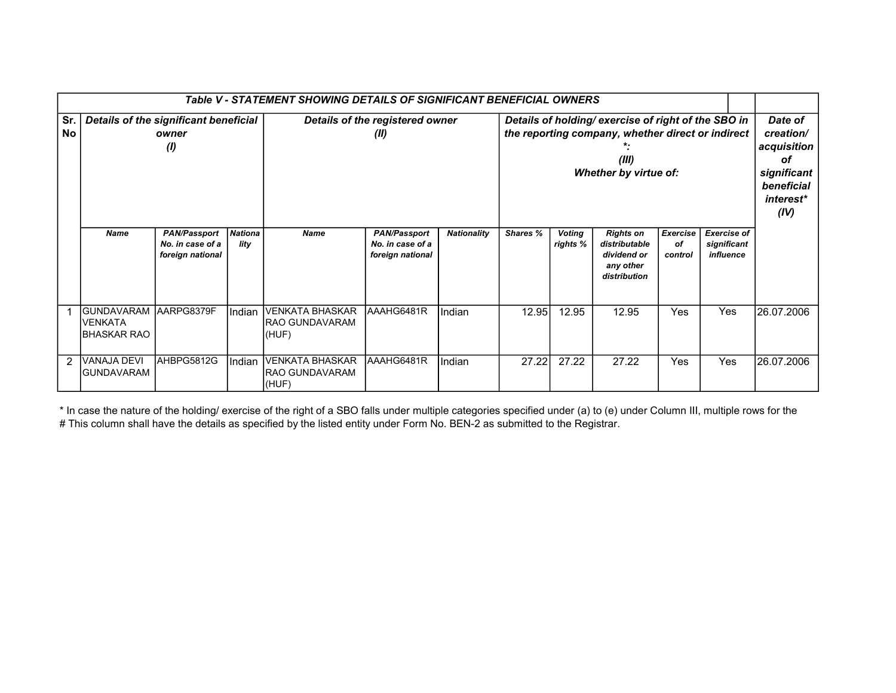| Table V - STATEMENT SHOWING DETAILS OF SIGNIFICANT BENEFICIAL OWNERS | | | | | | | | | | | | |
|---|---|---|---|---|---|---|---|---|---|---|---|---|
| Sr. No | Details of the significant beneficial owner (I) | | | Details of the registered owner (II) | | | Details of holding/ exercise of right of the SBO in the reporting company, whether direct or indirect *: (III) Whether by virtue of: | | | | | Date of creation/ acquisition of significant beneficial interest* (IV) |
| | Name | PAN/Passport No. in case of a foreign national | Nationality | Name | PAN/Passport No. in case of a foreign national | Nationality | Shares % | Voting rights % | Rights on distributable dividend or any other distribution | Exercise of control | Exercise of significant influence | |
| 1 | GUNDAVARAM VENKATA BHASKAR RAO | AARPG8379F | Indian | VENKATA BHASKAR RAO GUNDAVARAM (HUF) | AAAHG6481R | Indian | 12.95 | 12.95 | 12.95 | Yes | Yes | 26.07.2006 |
| 2 | VANAJA DEVI GUNDAVARAM | AHBPG5812G | Indian | VENKATA BHASKAR RAO GUNDAVARAM (HUF) | AAAHG6481R | Indian | 27.22 | 27.22 | 27.22 | Yes | Yes | 26.07.2006 |

* In case the nature of the holding/ exercise of the right of a SBO falls under multiple categories specified under (a) to (e) under Column III, multiple rows for the

# This column shall have the details as specified by the listed entity under Form No. BEN-2 as submitted to the Registrar.